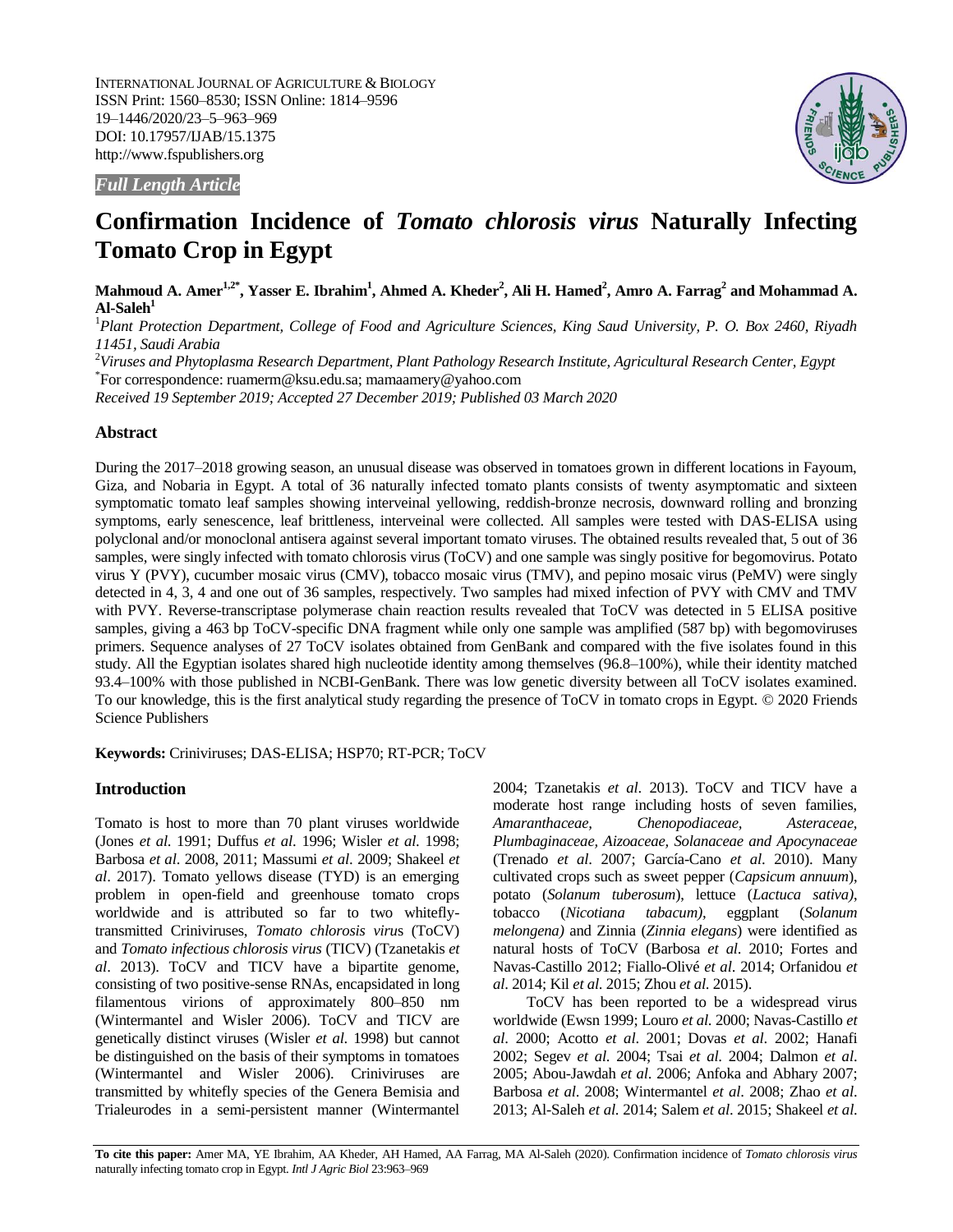INTERNATIONAL JOURNAL OF AGRICULTURE & BIOLOGY
ISSN Print: 1560–8530; ISSN Online: 1814–9596
19–1446/2020/23–5–963–969
DOI: 10.17957/IJAB/15.1375
http://www.fspublishers.org

*Full Length Article*

# Confirmation Incidence of *Tomato chlorosis virus* Naturally Infecting Tomato Crop in Egypt

**Mahmoud A. Amer[1,2*], Yasser E. Ibrahim[1], Ahmed A. Kheder[2], Ali H. Hamed[2], Amro A. Farrag[2] and Mohammad A. Al-Saleh[1]**

[1]*Plant Protection Department, College of Food and Agriculture Sciences, King Saud University, P. O. Box 2460, Riyadh 11451, Saudi Arabia*

[2]*Viruses and Phytoplasma Research Department, Plant Pathology Research Institute, Agricultural Research Center, Egypt*

[*]For correspondence: ruamerm@ksu.edu.sa; mamaamery@yahoo.com

*Received 19 September 2019; Accepted 27 December 2019; Published 03 March 2020*

## Abstract

During the 2017–2018 growing season, an unusual disease was observed in tomatoes grown in different locations in Fayoum, Giza, and Nobaria in Egypt. A total of 36 naturally infected tomato plants consists of twenty asymptomatic and sixteen symptomatic tomato leaf samples showing interveinal yellowing, reddish-bronze necrosis, downward rolling and bronzing symptoms, early senescence, leaf brittleness, interveinal were collected. All samples were tested with DAS-ELISA using polyclonal and/or monoclonal antisera against several important tomato viruses. The obtained results revealed that, 5 out of 36 samples, were singly infected with tomato chlorosis virus (ToCV) and one sample was singly positive for begomovirus. Potato virus Y (PVY), cucumber mosaic virus (CMV), tobacco mosaic virus (TMV), and pepino mosaic virus (PeMV) were singly detected in 4, 3, 4 and one out of 36 samples, respectively. Two samples had mixed infection of PVY with CMV and TMV with PVY. Reverse-transcriptase polymerase chain reaction results revealed that ToCV was detected in 5 ELISA positive samples, giving a 463 bp ToCV-specific DNA fragment while only one sample was amplified (587 bp) with begomoviruses primers. Sequence analyses of 27 ToCV isolates obtained from GenBank and compared with the five isolates found in this study. All the Egyptian isolates shared high nucleotide identity among themselves (96.8–100%), while their identity matched 93.4–100% with those published in NCBI-GenBank. There was low genetic diversity between all ToCV isolates examined. To our knowledge, this is the first analytical study regarding the presence of ToCV in tomato crops in Egypt. © 2020 Friends Science Publishers

**Keywords:** Criniviruses; DAS-ELISA; HSP70; RT-PCR; ToCV

## Introduction

Tomato is host to more than 70 plant viruses worldwide (Jones *et al.* 1991; Duffus *et al*. 1996; Wisler *et al.* 1998; Barbosa *et al*. 2008, 2011; Massumi *et al*. 2009; Shakeel *et al*. 2017). Tomato yellows disease (TYD) is an emerging problem in open-field and greenhouse tomato crops worldwide and is attributed so far to two whitefly-transmitted Criniviruses, *Tomato chlorosis viru*s (ToCV) and *Tomato infectious chlorosis virus* (TICV) (Tzanetakis *et al*. 2013). ToCV and TICV have a bipartite genome, consisting of two positive-sense RNAs, encapsidated in long filamentous virions of approximately 800–850 nm (Wintermantel and Wisler 2006). ToCV and TICV are genetically distinct viruses (Wisler *et al.* 1998) but cannot be distinguished on the basis of their symptoms in tomatoes (Wintermantel and Wisler 2006). Criniviruses are transmitted by whitefly species of the Genera Bemisia and Trialeurodes in a semi-persistent manner (Wintermantel 2004; Tzanetakis *et al*. 2013). ToCV and TICV have a moderate host range including hosts of seven families, *Amaranthaceae, Chenopodiaceae, Asteraceae, Plumbaginaceae, Aizoaceae, Solanaceae and Apocynaceae* (Trenado *et al*. 2007; García-Cano *et al*. 2010). Many cultivated crops such as sweet pepper (*Capsicum annuum*), potato (*Solanum tuberosum*), lettuce (*Lactuca sativa)*, tobacco (*Nicotiana tabacum),* eggplant (*Solanum melongena)* and Zinnia (*Zinnia elegans*) were identified as natural hosts of ToCV (Barbosa *et al*. 2010; Fortes and Navas-Castillo 2012; Fiallo-Olivé *et al*. 2014; Orfanidou *et al*. 2014; Kil *et al.* 2015; Zhou *et al.* 2015).

ToCV has been reported to be a widespread virus worldwide (Ewsn 1999; Louro *et al.* 2000; Navas-Castillo *et al.* 2000; Acotto *et al*. 2001; Dovas *et al.* 2002; Hanafi 2002; Segev *et al.* 2004; Tsai *et al*. 2004; Dalmon *et al*. 2005; Abou-Jawdah *et al*. 2006; Anfoka and Abhary 2007; Barbosa *et al*. 2008; Wintermantel *et al*. 2008; Zhao *et al.* 2013; Al-Saleh *et al.* 2014; Salem *et al*. 2015; Shakeel *et al.*

**To cite this paper:** Amer MA, YE Ibrahim, AA Kheder, AH Hamed, AA Farrag, MA Al-Saleh (2020). Confirmation incidence of *Tomato chlorosis virus* naturally infecting tomato crop in Egypt. *Intl J Agric Biol* 23:963–969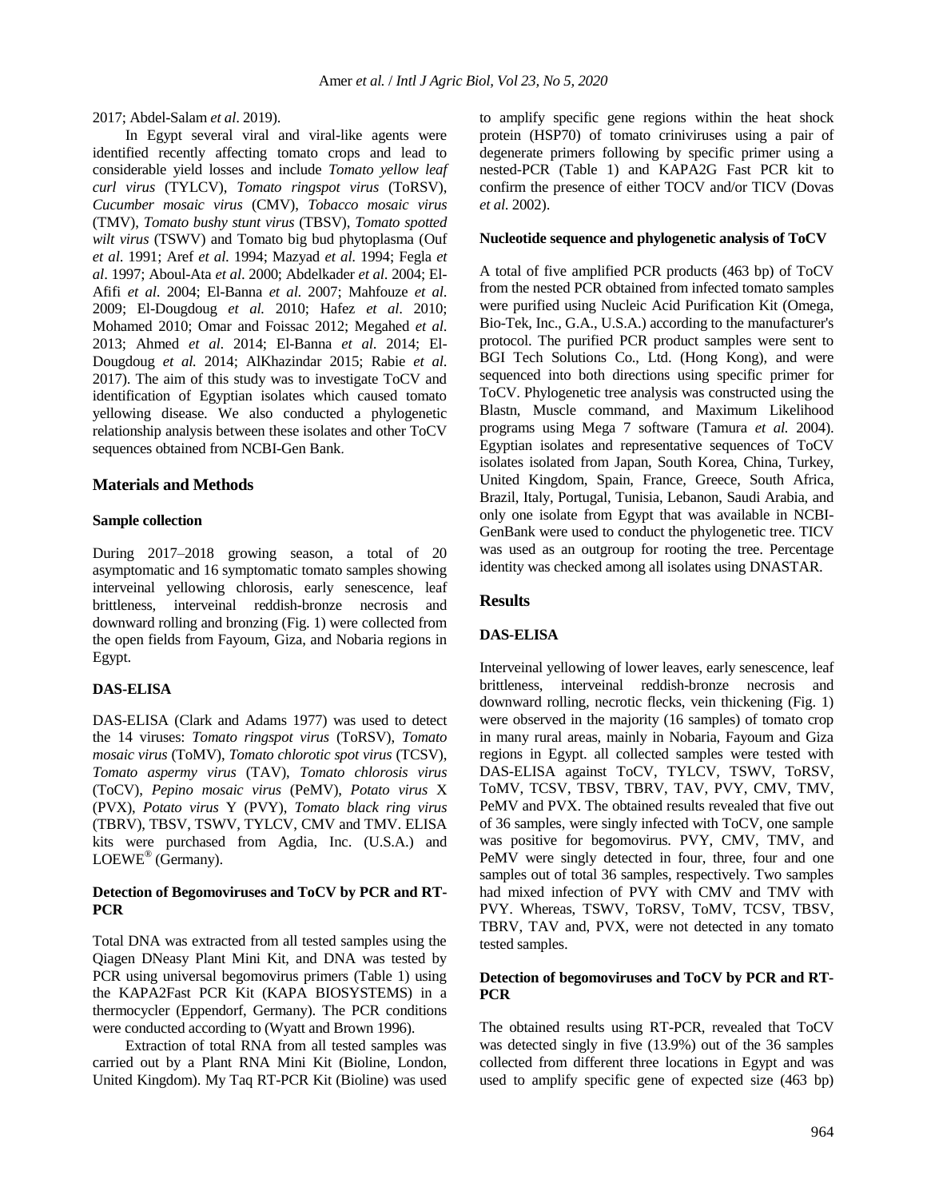2017; Abdel-Salam *et al*. 2019).

In Egypt several viral and viral-like agents were identified recently affecting tomato crops and lead to considerable yield losses and include *Tomato yellow leaf curl virus* (TYLCV), *Tomato ringspot virus* (ToRSV), *Cucumber mosaic virus* (CMV), *Tobacco mosaic virus* (TMV), *Tomato bushy stunt virus* (TBSV), *Tomato spotted wilt virus* (TSWV) and Tomato big bud phytoplasma (Ouf *et al*. 1991; Aref *et al*. 1994; Mazyad *et al*. 1994; Fegla *et al*. 1997; Aboul-Ata *et al*. 2000; Abdelkader *et al*. 2004; El-Afifi *et al*. 2004; El-Banna *et al*. 2007; Mahfouze *et al*. 2009; El-Dougdoug *et al.* 2010; Hafez *et al*. 2010; Mohamed 2010; Omar and Foissac 2012; Megahed *et al*. 2013; Ahmed *et al*. 2014; El-Banna *et al*. 2014; El-Dougdoug *et al.* 2014; AlKhazindar 2015; Rabie *et al*. 2017). The aim of this study was to investigate ToCV and identification of Egyptian isolates which caused tomato yellowing disease. We also conducted a phylogenetic relationship analysis between these isolates and other ToCV sequences obtained from NCBI-Gen Bank.

## Materials and Methods

### Sample collection

During 2017–2018 growing season, a total of 20 asymptomatic and 16 symptomatic tomato samples showing interveinal yellowing chlorosis, early senescence, leaf brittleness, interveinal reddish-bronze necrosis and downward rolling and bronzing (Fig. 1) were collected from the open fields from Fayoum, Giza, and Nobaria regions in Egypt.

### DAS-ELISA

DAS-ELISA (Clark and Adams 1977) was used to detect the 14 viruses: *Tomato ringspot virus* (ToRSV), *Tomato mosaic virus* (ToMV), *Tomato chlorotic spot virus* (TCSV), *Tomato aspermy virus* (TAV), *Tomato chlorosis virus* (ToCV), *Pepino mosaic virus* (PeMV), *Potato virus* X (PVX), *Potato virus* Y (PVY), *Tomato black ring virus* (TBRV), TBSV, TSWV, TYLCV, CMV and TMV. ELISA kits were purchased from Agdia, Inc. (U.S.A.) and LOEWE® (Germany).

### Detection of Begomoviruses and ToCV by PCR and RT-PCR

Total DNA was extracted from all tested samples using the Qiagen DNeasy Plant Mini Kit, and DNA was tested by PCR using universal begomovirus primers (Table 1) using the KAPA2Fast PCR Kit (KAPA BIOSYSTEMS) in a thermocycler (Eppendorf, Germany). The PCR conditions were conducted according to (Wyatt and Brown 1996).

Extraction of total RNA from all tested samples was carried out by a Plant RNA Mini Kit (Bioline, London, United Kingdom). My Taq RT-PCR Kit (Bioline) was used to amplify specific gene regions within the heat shock protein (HSP70) of tomato criniviruses using a pair of degenerate primers following by specific primer using a nested-PCR (Table 1) and KAPA2G Fast PCR kit to confirm the presence of either TOCV and/or TICV (Dovas *et al.* 2002).

### Nucleotide sequence and phylogenetic analysis of ToCV

A total of five amplified PCR products (463 bp) of ToCV from the nested PCR obtained from infected tomato samples were purified using Nucleic Acid Purification Kit (Omega, Bio-Tek, Inc., G.A., U.S.A.) according to the manufacturer's protocol. The purified PCR product samples were sent to BGI Tech Solutions Co., Ltd. (Hong Kong), and were sequenced into both directions using specific primer for ToCV. Phylogenetic tree analysis was constructed using the Blastn, Muscle command, and Maximum Likelihood programs using Mega 7 software (Tamura *et al.* 2004). Egyptian isolates and representative sequences of ToCV isolates isolated from Japan, South Korea, China, Turkey, United Kingdom, Spain, France, Greece, South Africa, Brazil, Italy, Portugal, Tunisia, Lebanon, Saudi Arabia, and only one isolate from Egypt that was available in NCBI-GenBank were used to conduct the phylogenetic tree. TICV was used as an outgroup for rooting the tree. Percentage identity was checked among all isolates using DNASTAR.

## Results

### DAS-ELISA

Interveinal yellowing of lower leaves, early senescence, leaf brittleness, interveinal reddish-bronze necrosis and downward rolling, necrotic flecks, vein thickening (Fig. 1) were observed in the majority (16 samples) of tomato crop in many rural areas, mainly in Nobaria, Fayoum and Giza regions in Egypt. all collected samples were tested with DAS-ELISA against ToCV, TYLCV, TSWV, ToRSV, ToMV, TCSV, TBSV, TBRV, TAV, PVY, CMV, TMV, PeMV and PVX. The obtained results revealed that five out of 36 samples, were singly infected with ToCV, one sample was positive for begomovirus. PVY, CMV, TMV, and PeMV were singly detected in four, three, four and one samples out of total 36 samples, respectively. Two samples had mixed infection of PVY with CMV and TMV with PVY. Whereas, TSWV, ToRSV, ToMV, TCSV, TBSV, TBRV, TAV and, PVX, were not detected in any tomato tested samples.

### Detection of begomoviruses and ToCV by PCR and RT-PCR

The obtained results using RT-PCR, revealed that ToCV was detected singly in five (13.9%) out of the 36 samples collected from different three locations in Egypt and was used to amplify specific gene of expected size (463 bp)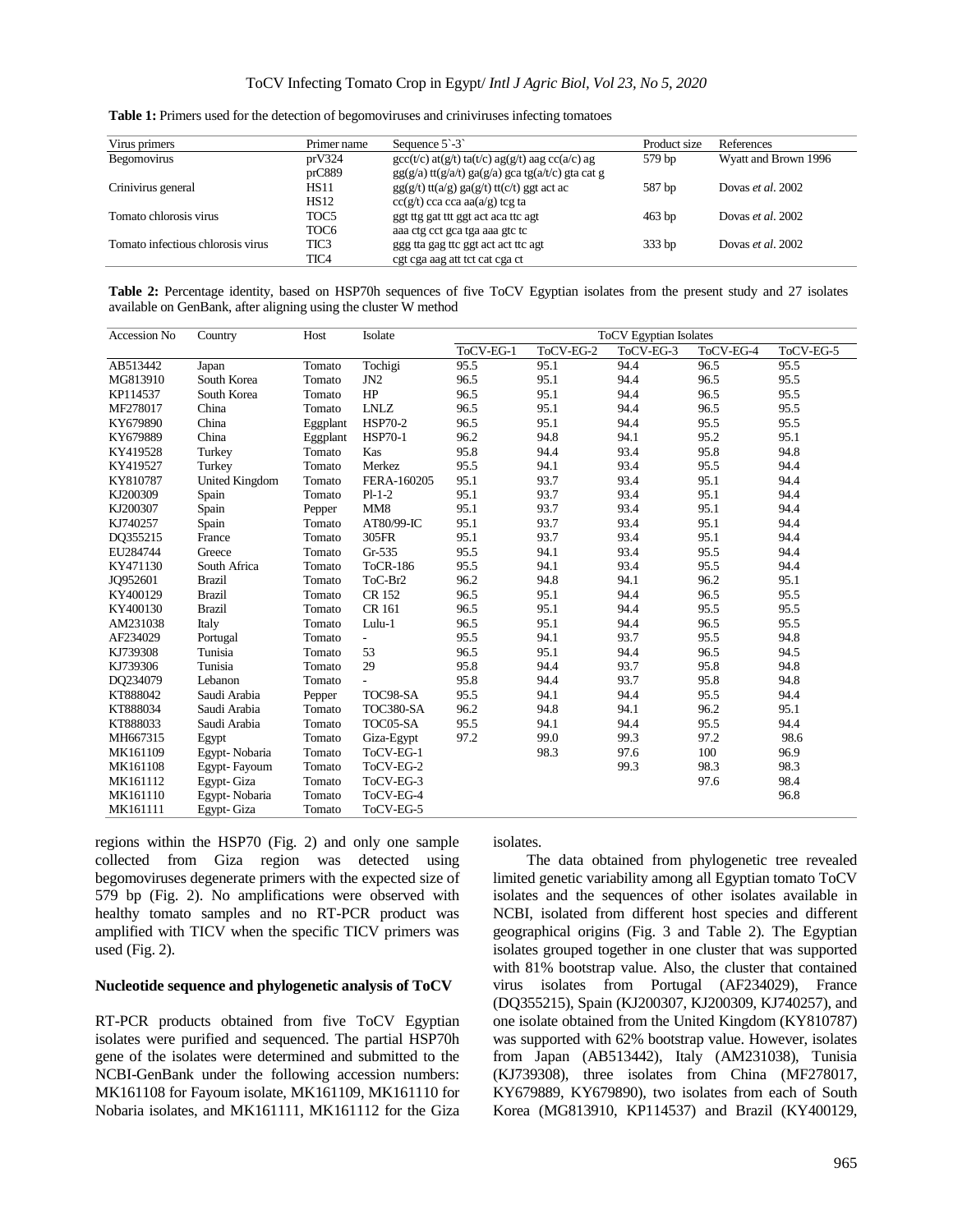**Table 1:** Primers used for the detection of begomoviruses and criniviruses infecting tomatoes

| Virus primers | Primer name | Sequence 5`-3` | Product size | References |
|---|---|---|---|---|
| Begomovirus | prV324 | gcc(t/c) at(g/t) ta(t/c) ag(g/t) aag cc(a/c) ag | 579 bp | Wyatt and Brown 1996 |
| | prC889 | gg(g/a) tt(g/a/t) ga(g/a) gca tg(a/t/c) gta cat g | | |
| Crinivirus general | HS11 | gg(g/t) tt(a/g) ga(g/t) tt(c/t) ggt act ac | 587 bp | Dovas *et al.* 2002 |
| | HS12 | cc(g/t) cca cca aa(a/g) tcg ta | | |
| Tomato chlorosis virus | TOC5 | ggt ttg gat ttt ggt act aca ttc agt | 463 bp | Dovas *et al.* 2002 |
| | TOC6 | aaa ctg cct gca tga aaa gtc tc | | |
| Tomato infectious chlorosis virus | TIC3 | ggg tta gag ttc ggt act act ttc agt | 333 bp | Dovas *et al.* 2002 |
| | TIC4 | cgt cga aag att tct cat cga ct | | |

**Table 2:** Percentage identity, based on HSP70h sequences of five ToCV Egyptian isolates from the present study and 27 isolates available on GenBank, after aligning using the cluster W method

| Accession No | Country | Host | Isolate | ToCV Egyptian Isolates | | | | |
|---|---|---|---|---|---|---|---|---|
| | | | | ToCV-EG-1 | ToCV-EG-2 | ToCV-EG-3 | ToCV-EG-4 | ToCV-EG-5 |
| AB513442 | Japan | Tomato | Tochigi | 95.5 | 95.1 | 94.4 | 96.5 | 95.5 |
| MG813910 | South Korea | Tomato | JN2 | 96.5 | 95.1 | 94.4 | 96.5 | 95.5 |
| KP114537 | South Korea | Tomato | HP | 96.5 | 95.1 | 94.4 | 96.5 | 95.5 |
| MF278017 | China | Tomato | LNLZ | 96.5 | 95.1 | 94.4 | 96.5 | 95.5 |
| KY679890 | China | Eggplant | HSP70-2 | 96.5 | 95.1 | 94.4 | 95.5 | 95.5 |
| KY679889 | China | Eggplant | HSP70-1 | 96.2 | 94.8 | 94.1 | 95.2 | 95.1 |
| KY419528 | Turkey | Tomato | Kas | 95.8 | 94.4 | 93.4 | 95.8 | 94.8 |
| KY419527 | Turkey | Tomato | Merkez | 95.5 | 94.1 | 93.4 | 95.5 | 94.4 |
| KY810787 | United Kingdom | Tomato | FERA-160205 | 95.1 | 93.7 | 93.4 | 95.1 | 94.4 |
| KJ200309 | Spain | Tomato | Pl-1-2 | 95.1 | 93.7 | 93.4 | 95.1 | 94.4 |
| KJ200307 | Spain | Pepper | MM8 | 95.1 | 93.7 | 93.4 | 95.1 | 94.4 |
| KJ740257 | Spain | Tomato | AT80/99-IC | 95.1 | 93.7 | 93.4 | 95.1 | 94.4 |
| DQ355215 | France | Tomato | 305FR | 95.1 | 93.7 | 93.4 | 95.1 | 94.4 |
| EU284744 | Greece | Tomato | Gr-535 | 95.5 | 94.1 | 93.4 | 95.5 | 94.4 |
| KY471130 | South Africa | Tomato | ToCR-186 | 95.5 | 94.1 | 93.4 | 95.5 | 94.4 |
| JQ952601 | Brazil | Tomato | ToC-Br2 | 96.2 | 94.8 | 94.1 | 96.2 | 95.1 |
| KY400129 | Brazil | Tomato | CR 152 | 96.5 | 95.1 | 94.4 | 96.5 | 95.5 |
| KY400130 | Brazil | Tomato | CR 161 | 96.5 | 95.1 | 94.4 | 95.5 | 95.5 |
| AM231038 | Italy | Tomato | Lulu-1 | 96.5 | 95.1 | 94.4 | 96.5 | 95.5 |
| AF234029 | Portugal | Tomato | - | 95.5 | 94.1 | 93.7 | 95.5 | 94.8 |
| KJ739308 | Tunisia | Tomato | 53 | 96.5 | 95.1 | 94.4 | 96.5 | 94.5 |
| KJ739306 | Tunisia | Tomato | 29 | 95.8 | 94.4 | 93.7 | 95.8 | 94.8 |
| DQ234079 | Lebanon | Tomato | - | 95.8 | 94.4 | 93.7 | 95.8 | 94.8 |
| KT888042 | Saudi Arabia | Pepper | TOC98-SA | 95.5 | 94.1 | 94.4 | 95.5 | 94.4 |
| KT888034 | Saudi Arabia | Tomato | TOC380-SA | 96.2 | 94.8 | 94.1 | 96.2 | 95.1 |
| KT888033 | Saudi Arabia | Tomato | TOC05-SA | 95.5 | 94.1 | 94.4 | 95.5 | 94.4 |
| MH667315 | Egypt | Tomato | Giza-Egypt | 97.2 | 99.0 | 99.3 | 97.2 | 98.6 |
| MK161109 | Egypt- Nobaria | Tomato | ToCV-EG-1 | | 98.3 | 97.6 | 100 | 96.9 |
| MK161108 | Egypt- Fayoum | Tomato | ToCV-EG-2 | | | 99.3 | 98.3 | 98.3 |
| MK161112 | Egypt- Giza | Tomato | ToCV-EG-3 | | | | 97.6 | 98.4 |
| MK161110 | Egypt- Nobaria | Tomato | ToCV-EG-4 | | | | | 96.8 |
| MK161111 | Egypt- Giza | Tomato | ToCV-EG-5 | | | | | |

regions within the HSP70 (Fig. 2) and only one sample collected from Giza region was detected using begomoviruses degenerate primers with the expected size of 579 bp (Fig. 2). No amplifications were observed with healthy tomato samples and no RT-PCR product was amplified with TICV when the specific TICV primers was used (Fig. 2).

### Nucleotide sequence and phylogenetic analysis of ToCV

RT-PCR products obtained from five ToCV Egyptian isolates were purified and sequenced. The partial HSP70h gene of the isolates were determined and submitted to the NCBI-GenBank under the following accession numbers: MK161108 for Fayoum isolate, MK161109, MK161110 for Nobaria isolates, and MK161111, MK161112 for the Giza isolates.

The data obtained from phylogenetic tree revealed limited genetic variability among all Egyptian tomato ToCV isolates and the sequences of other isolates available in NCBI, isolated from different host species and different geographical origins (Fig. 3 and Table 2). The Egyptian isolates grouped together in one cluster that was supported with 81% bootstrap value. Also, the cluster that contained virus isolates from Portugal (AF234029), France (DQ355215), Spain (KJ200307, KJ200309, KJ740257), and one isolate obtained from the United Kingdom (KY810787) was supported with 62% bootstrap value. However, isolates from Japan (AB513442), Italy (AM231038), Tunisia (KJ739308), three isolates from China (MF278017, KY679889, KY679890), two isolates from each of South Korea (MG813910, KP114537) and Brazil (KY400129,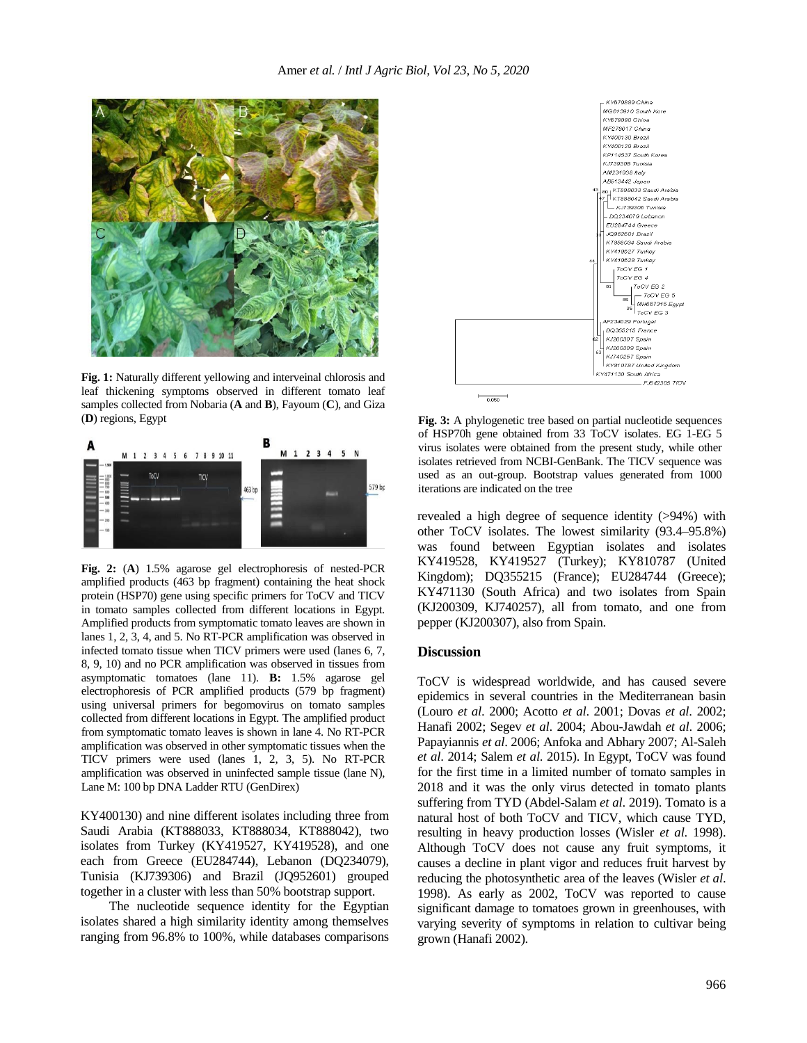Fig. 1: Naturally different yellowing and interveinal chlorosis and leaf thickening symptoms observed in different tomato leaf samples collected from Nobaria (**A** and **B**), Fayoum (**C**), and Giza (**D**) regions, Egypt

**Fig. 2:** (**A**) 1.5% agarose gel electrophoresis of nested-PCR amplified products (463 bp fragment) containing the heat shock protein (HSP70) gene using specific primers for ToCV and TICV in tomato samples collected from different locations in Egypt. Amplified products from symptomatic tomato leaves are shown in lanes 1, 2, 3, 4, and 5. No RT-PCR amplification was observed in infected tomato tissue when TICV primers were used (lanes 6, 7, 8, 9, 10) and no PCR amplification was observed in tissues from asymptomatic tomatoes (lane 11). **B:** 1.5% agarose gel electrophoresis of PCR amplified products (579 bp fragment) using universal primers for begomovirus on tomato samples collected from different locations in Egypt. The amplified product from symptomatic tomato leaves is shown in lane 4. No RT-PCR amplification was observed in other symptomatic tissues when the TICV primers were used (lanes 1, 2, 3, 5). No RT-PCR amplification was observed in uninfected sample tissue (lane N), Lane M: 100 bp DNA Ladder RTU (GenDirex)

KY400130) and nine different isolates including three from Saudi Arabia (KT888033, KT888034, KT888042), two isolates from Turkey (KY419527, KY419528), and one each from Greece (EU284744), Lebanon (DQ234079), Tunisia (KJ739306) and Brazil (JQ952601) grouped together in a cluster with less than 50% bootstrap support.

The nucleotide sequence identity for the Egyptian isolates shared a high similarity identity among themselves ranging from 96.8% to 100%, while databases comparisons revealed a high degree of sequence identity (>94%) with other ToCV isolates. The lowest similarity (93.4–95.8%) was found between Egyptian isolates and isolates KY419528, KY419527 (Turkey); KY810787 (United Kingdom); DQ355215 (France); EU284744 (Greece); KY471130 (South Africa) and two isolates from Spain (KJ200309, KJ740257), all from tomato, and one from pepper (KJ200307), also from Spain.

**Fig. 3:** A phylogenetic tree based on partial nucleotide sequences of HSP70h gene obtained from 33 ToCV isolates. EG 1-EG 5 virus isolates were obtained from the present study, while other isolates retrieved from NCBI-GenBank. The TICV sequence was used as an out-group. Bootstrap values generated from 1000 iterations are indicated on the tree

## Discussion

ToCV is widespread worldwide, and has caused severe epidemics in several countries in the Mediterranean basin (Louro *et al*. 2000; Acotto *et al*. 2001; Dovas *et al*. 2002; Hanafi 2002; Segev *et al*. 2004; Abou-Jawdah *et al*. 2006; Papayiannis *et al*. 2006; Anfoka and Abhary 2007; Al-Saleh *et al*. 2014; Salem *et al*. 2015). In Egypt, ToCV was found for the first time in a limited number of tomato samples in 2018 and it was the only virus detected in tomato plants suffering from TYD (Abdel-Salam *et al*. 2019). Tomato is a natural host of both ToCV and TICV, which cause TYD, resulting in heavy production losses (Wisler *et al*. 1998). Although ToCV does not cause any fruit symptoms, it causes a decline in plant vigor and reduces fruit harvest by reducing the photosynthetic area of the leaves (Wisler *et al*. 1998). As early as 2002, ToCV was reported to cause significant damage to tomatoes grown in greenhouses, with varying severity of symptoms in relation to cultivar being grown (Hanafi 2002).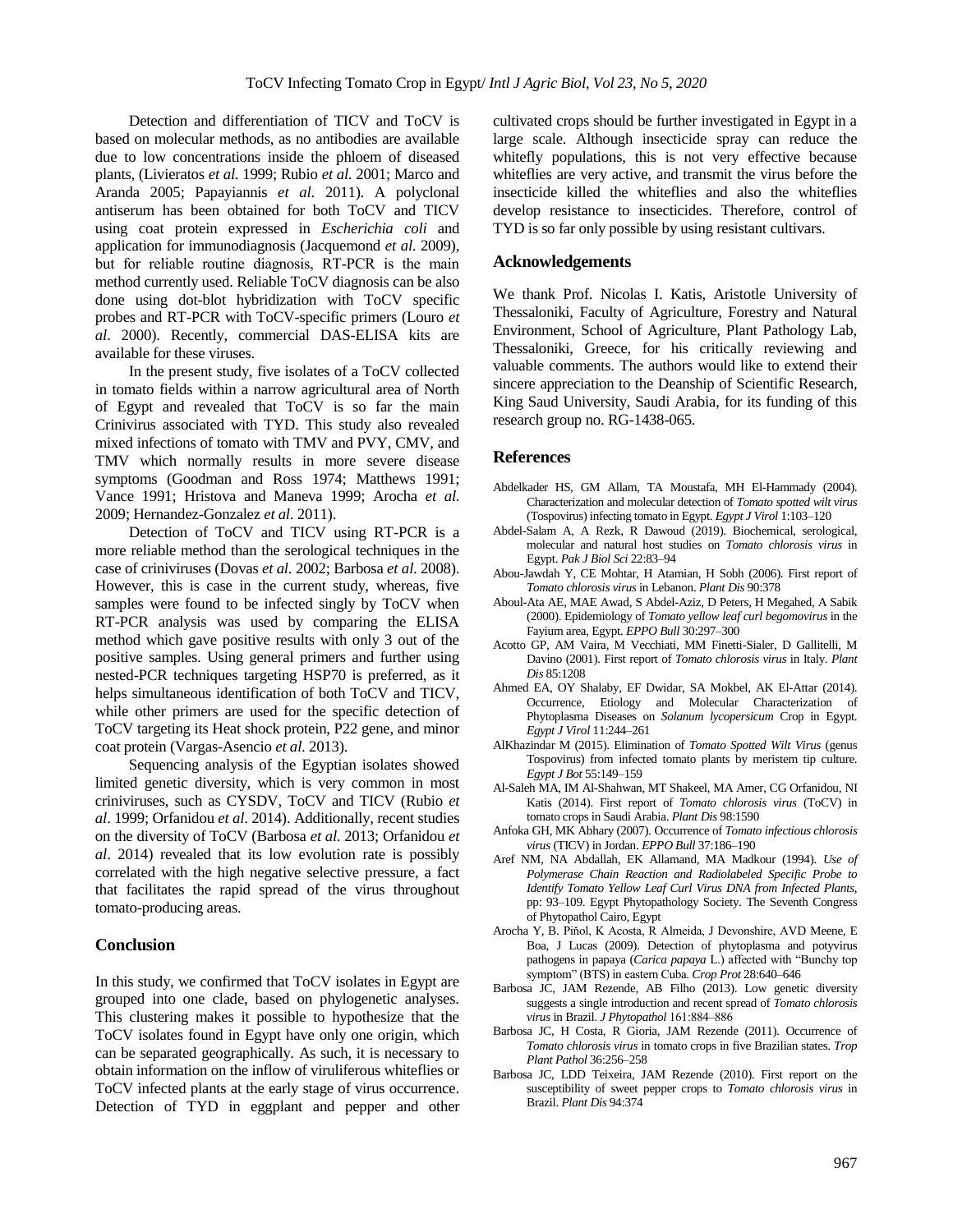Detection and differentiation of TICV and ToCV is based on molecular methods, as no antibodies are available due to low concentrations inside the phloem of diseased plants, (Livieratos *et al.* 1999; Rubio *et al.* 2001; Marco and Aranda 2005; Papayiannis *et al*. 2011). A polyclonal antiserum has been obtained for both ToCV and TICV using coat protein expressed in *Escherichia coli* and application for immunodiagnosis (Jacquemond *et al.* 2009), but for reliable routine diagnosis, RT-PCR is the main method currently used. Reliable ToCV diagnosis can be also done using dot-blot hybridization with ToCV specific probes and RT-PCR with ToCV-specific primers (Louro *et al*. 2000). Recently, commercial DAS-ELISA kits are available for these viruses.

In the present study, five isolates of a ToCV collected in tomato fields within a narrow agricultural area of North of Egypt and revealed that ToCV is so far the main Crinivirus associated with TYD. This study also revealed mixed infections of tomato with TMV and PVY, CMV, and TMV which normally results in more severe disease symptoms (Goodman and Ross 1974; Matthews 1991; Vance 1991; Hristova and Maneva 1999; Arocha *et al.* 2009; Hernandez-Gonzalez *et al.* 2011).

Detection of ToCV and TICV using RT-PCR is a more reliable method than the serological techniques in the case of criniviruses (Dovas *et al.* 2002; Barbosa *et al.* 2008). However, this is case in the current study, whereas, five samples were found to be infected singly by ToCV when RT-PCR analysis was used by comparing the ELISA method which gave positive results with only 3 out of the positive samples. Using general primers and further using nested-PCR techniques targeting HSP70 is preferred, as it helps simultaneous identification of both ToCV and TICV, while other primers are used for the specific detection of ToCV targeting its Heat shock protein, P22 gene, and minor coat protein (Vargas-Asencio *et al.* 2013).

Sequencing analysis of the Egyptian isolates showed limited genetic diversity, which is very common in most criniviruses, such as CYSDV, ToCV and TICV (Rubio *et al*. 1999; Orfanidou *et al*. 2014). Additionally, recent studies on the diversity of ToCV (Barbosa *et al.* 2013; Orfanidou *et al*. 2014) revealed that its low evolution rate is possibly correlated with the high negative selective pressure, a fact that facilitates the rapid spread of the virus throughout tomato-producing areas.

## Conclusion

In this study, we confirmed that ToCV isolates in Egypt are grouped into one clade, based on phylogenetic analyses. This clustering makes it possible to hypothesize that the ToCV isolates found in Egypt have only one origin, which can be separated geographically. As such, it is necessary to obtain information on the inflow of viruliferous whiteflies or ToCV infected plants at the early stage of virus occurrence. Detection of TYD in eggplant and pepper and other cultivated crops should be further investigated in Egypt in a large scale. Although insecticide spray can reduce the whitefly populations, this is not very effective because whiteflies are very active, and transmit the virus before the insecticide killed the whiteflies and also the whiteflies develop resistance to insecticides. Therefore, control of TYD is so far only possible by using resistant cultivars.

## Acknowledgements

We thank Prof. Nicolas I. Katis, Aristotle University of Thessaloniki, Faculty of Agriculture, Forestry and Natural Environment, School of Agriculture, Plant Pathology Lab, Thessaloniki, Greece, for his critically reviewing and valuable comments. The authors would like to extend their sincere appreciation to the Deanship of Scientific Research, King Saud University, Saudi Arabia, for its funding of this research group no. RG-1438-065.

## References

Abdelkader HS, GM Allam, TA Moustafa, MH El-Hammady (2004). Characterization and molecular detection of *Tomato spotted wilt virus* (Tospovirus) infecting tomato in Egypt. *Egypt J Virol* 1:103–120

Abdel-Salam A, A Rezk, R Dawoud (2019). Biochemical, serological, molecular and natural host studies on *Tomato chlorosis virus* in Egypt. *Pak J Biol Sci* 22:83–94

Abou-Jawdah Y, CE Mohtar, H Atamian, H Sobh (2006). First report of *Tomato chlorosis virus* in Lebanon. *Plant Dis* 90:378

Aboul-Ata AE, MAE Awad, S Abdel-Aziz, D Peters, H Megahed, A Sabik (2000). Epidemiology of *Tomato yellow leaf curl begomovirus* in the Fayium area, Egypt. *EPPO Bull* 30:297–300

Acotto GP, AM Vaira, M Vecchiati, MM Finetti-Sialer, D Gallitelli, M Davino (2001). First report of *Tomato chlorosis virus* in Italy. *Plant Dis* 85:1208

Ahmed EA, OY Shalaby, EF Dwidar, SA Mokbel, AK El-Attar (2014). Occurrence, Etiology and Molecular Characterization of Phytoplasma Diseases on *Solanum lycopersicum* Crop in Egypt. *Egypt J Virol* 11:244–261

AlKhazindar M (2015). Elimination of *Tomato Spotted Wilt Virus* (genus Tospovirus) from infected tomato plants by meristem tip culture. *Egypt J Bot* 55:149–159

Al-Saleh MA, IM Al-Shahwan, MT Shakeel, MA Amer, CG Orfanidou, NI Katis (2014). First report of *Tomato chlorosis virus* (ToCV) in tomato crops in Saudi Arabia. *Plant Dis* 98:1590

Anfoka GH, MK Abhary (2007). Occurrence of *Tomato infectious chlorosis virus* (TICV) in Jordan. *EPPO Bull* 37:186–190

Aref NM, NA Abdallah, EK Allamand, MA Madkour (1994). *Use of Polymerase Chain Reaction and Radiolabeled Specific Probe to Identify Tomato Yellow Leaf Curl Virus DNA from Infected Plants*, pp: 93–109. Egypt Phytopathology Society. The Seventh Congress of Phytopathol Cairo, Egypt

Arocha Y, B. Piňol, K Acosta, R Almeida, J Devonshire, AVD Meene, E Boa, J Lucas (2009). Detection of phytoplasma and potyvirus pathogens in papaya (*Carica papaya* L.) affected with "Bunchy top symptom" (BTS) in eastern Cuba. *Crop Prot* 28:640–646

Barbosa JC, JAM Rezende, AB Filho (2013). Low genetic diversity suggests a single introduction and recent spread of *Tomato chlorosis virus* in Brazil. *J Phytopathol* 161:884–886

Barbosa JC, H Costa, R Gioria, JAM Rezende (2011). Occurrence of *Tomato chlorosis virus* in tomato crops in five Brazilian states. *Trop Plant Pathol* 36:256–258

Barbosa JC, LDD Teixeira, JAM Rezende (2010). First report on the susceptibility of sweet pepper crops to *Tomato chlorosis virus* in Brazil. *Plant Dis* 94:374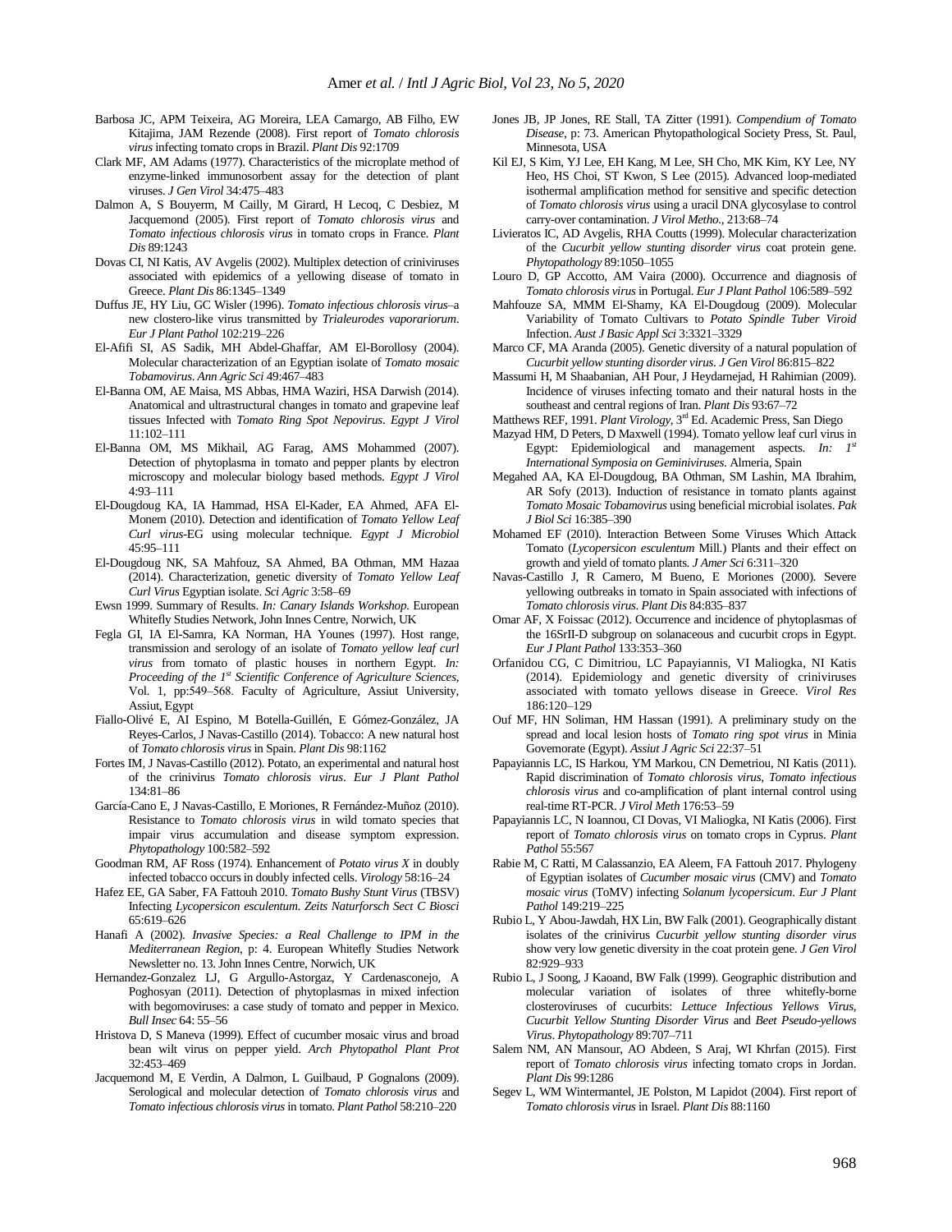Barbosa JC, APM Teixeira, AG Moreira, LEA Camargo, AB Filho, EW Kitajima, JAM Rezende (2008). First report of *Tomato chlorosis virus* infecting tomato crops in Brazil. *Plant Dis* 92:1709

Clark MF, AM Adams (1977). Characteristics of the microplate method of enzyme-linked immunosorbent assay for the detection of plant viruses. *J Gen Virol* 34:475–483

Dalmon A, S Bouyerm, M Cailly, M Girard, H Lecoq, C Desbiez, M Jacquemond (2005). First report of *Tomato chlorosis virus* and *Tomato infectious chlorosis virus* in tomato crops in France. *Plant Dis* 89:1243

Dovas CI, NI Katis, AV Avgelis (2002). Multiplex detection of criniviruses associated with epidemics of a yellowing disease of tomato in Greece. *Plant Dis* 86:1345–1349

Duffus JE, HY Liu, GC Wisler (1996). *Tomato infectious chlorosis virus*–a new clostero-like virus transmitted by *Trialeurodes vaporariorum*. *Eur J Plant Pathol* 102:219–226

El-Afifi SI, AS Sadik, MH Abdel-Ghaffar, AM El-Borollosy (2004). Molecular characterization of an Egyptian isolate of *Tomato mosaic Tobamovirus*. *Ann Agric Sci* 49:467–483

El-Banna OM, AE Maisa, MS Abbas, HMA Waziri, HSA Darwish (2014). Anatomical and ultrastructural changes in tomato and grapevine leaf tissues Infected with *Tomato Ring Spot Nepovirus*. *Egypt J Virol* 11:102–111

El-Banna OM, MS Mikhail, AG Farag, AMS Mohammed (2007). Detection of phytoplasma in tomato and pepper plants by electron microscopy and molecular biology based methods. *Egypt J Virol* 4:93–111

El-Dougdoug KA, IA Hammad, HSA El-Kader, EA Ahmed, AFA El-Monem (2010). Detection and identification of *Tomato Yellow Leaf Curl virus*-EG using molecular technique. *Egypt J Microbiol* 45:95–111

El-Dougdoug NK, SA Mahfouz, SA Ahmed, BA Othman, MM Hazaa (2014). Characterization, genetic diversity of *Tomato Yellow Leaf Curl Virus* Egyptian isolate. *Sci Agric* 3:58–69

Ewsn 1999. Summary of Results. *In: Canary Islands Workshop*. European Whitefly Studies Network, John Innes Centre, Norwich, UK

Fegla GI, IA El-Samra, KA Norman, HA Younes (1997). Host range, transmission and serology of an isolate of *Tomato yellow leaf curl virus* from tomato of plastic houses in northern Egypt. *In: Proceeding of the 1st Scientific Conference of Agriculture Sciences*, Vol. 1, pp:549–568. Faculty of Agriculture, Assiut University, Assiut, Egypt

Fiallo-Olivé E, AI Espino, M Botella-Guillén, E Gómez-González, JA Reyes-Carlos, J Navas-Castillo (2014). Tobacco: A new natural host of *Tomato chlorosis virus* in Spain. *Plant Dis* 98:1162

Fortes IM, J Navas-Castillo (2012). Potato, an experimental and natural host of the crinivirus *Tomato chlorosis virus*. *Eur J Plant Pathol* 134:81–86

García-Cano E, J Navas-Castillo, E Moriones, R Fernández-Muñoz (2010). Resistance to *Tomato chlorosis virus* in wild tomato species that impair virus accumulation and disease symptom expression. *Phytopathology* 100:582–592

Goodman RM, AF Ross (1974). Enhancement of *Potato virus X* in doubly infected tobacco occurs in doubly infected cells. *Virology* 58:16–24

Hafez EE, GA Saber, FA Fattouh 2010. *Tomato Bushy Stunt Virus* (TBSV) Infecting *Lycopersicon esculentum*. *Zeits Naturforsch Sect C Biosci* 65:619–626

Hanafi A (2002). *Invasive Species: a Real Challenge to IPM in the Mediterranean Region*, p: 4. European Whitefly Studies Network Newsletter no. 13. John Innes Centre, Norwich, UK

Hernandez-Gonzalez LJ, G Argullo-Astorgaz, Y Cardenasconejo, A Poghosyan (2011). Detection of phytoplasmas in mixed infection with begomoviruses: a case study of tomato and pepper in Mexico. *Bull Insec* 64: 55–56

Hristova D, S Maneva (1999). Effect of cucumber mosaic virus and broad bean wilt virus on pepper yield. *Arch Phytopathol Plant Prot* 32:453–469

Jacquemond M, E Verdin, A Dalmon, L Guilbaud, P Gognalons (2009). Serological and molecular detection of *Tomato chlorosis virus* and *Tomato infectious chlorosis virus* in tomato. *Plant Pathol* 58:210–220

Jones JB, JP Jones, RE Stall, TA Zitter (1991). *Compendium of Tomato Disease*, p: 73. American Phytopathological Society Press, St. Paul, Minnesota, USA

Kil EJ, S Kim, YJ Lee, EH Kang, M Lee, SH Cho, MK Kim, KY Lee, NY Heo, HS Choi, ST Kwon, S Lee (2015). Advanced loop-mediated isothermal amplification method for sensitive and specific detection of *Tomato chlorosis virus* using a uracil DNA glycosylase to control carry-over contamination. *J Virol Metho*., 213:68–74

Livieratos IC, AD Avgelis, RHA Coutts (1999). Molecular characterization of the *Cucurbit yellow stunting disorder virus* coat protein gene. *Phytopathology* 89:1050–1055

Louro D, GP Accotto, AM Vaira (2000). Occurrence and diagnosis of *Tomato chlorosis virus* in Portugal. *Eur J Plant Pathol* 106:589–592

Mahfouze SA, MMM El-Shamy, KA El-Dougdoug (2009). Molecular Variability of Tomato Cultivars to *Potato Spindle Tuber Viroid* Infection. *Aust J Basic Appl Sci* 3:3321–3329

Marco CF, MA Aranda (2005). Genetic diversity of a natural population of *Cucurbit yellow stunting disorder virus*. *J Gen Virol* 86:815–822

Massumi H, M Shaabanian, AH Pour, J Heydarnejad, H Rahimian (2009). Incidence of viruses infecting tomato and their natural hosts in the southeast and central regions of Iran. *Plant Dis* 93:67–72

Matthews REF, 1991. *Plant Virology*, 3rd Ed. Academic Press, San Diego

Mazyad HM, D Peters, D Maxwell (1994). Tomato yellow leaf curl virus in Egypt: Epidemiological and management aspects. *In: 1st International Symposia on Geminiviruses*. Almeria, Spain

Megahed AA, KA El-Dougdoug, BA Othman, SM Lashin, MA Ibrahim, AR Sofy (2013). Induction of resistance in tomato plants against *Tomato Mosaic Tobamovirus* using beneficial microbial isolates. *Pak J Biol Sci* 16:385–390

Mohamed EF (2010). Interaction Between Some Viruses Which Attack Tomato (*Lycopersicon esculentum* Mill.) Plants and their effect on growth and yield of tomato plants. *J Amer Sci* 6:311–320

Navas-Castillo J, R Camero, M Bueno, E Moriones (2000). Severe yellowing outbreaks in tomato in Spain associated with infections of *Tomato chlorosis virus*. *Plant Dis* 84:835–837

Omar AF, X Foissac (2012). Occurrence and incidence of phytoplasmas of the 16SrII-D subgroup on solanaceous and cucurbit crops in Egypt. *Eur J Plant Pathol* 133:353–360

Orfanidou CG, C Dimitriou, LC Papayiannis, VI Maliogka, NI Katis (2014). Epidemiology and genetic diversity of criniviruses associated with tomato yellows disease in Greece. *Virol Res* 186:120–129

Ouf MF, HN Soliman, HM Hassan (1991). A preliminary study on the spread and local lesion hosts of *Tomato ring spot virus* in Minia Governorate (Egypt). *Assiut J Agric Sci* 22:37–51

Papayiannis LC, IS Harkou, YM Markou, CN Demetriou, NI Katis (2011). Rapid discrimination of *Tomato chlorosis virus*, *Tomato infectious chlorosis virus* and co-amplification of plant internal control using real-time RT-PCR. *J Virol Meth* 176:53–59

Papayiannis LC, N Ioannou, CI Dovas, VI Maliogka, NI Katis (2006). First report of *Tomato chlorosis virus* on tomato crops in Cyprus. *Plant Pathol* 55:567

Rabie M, C Ratti, M Calassanzio, EA Aleem, FA Fattouh 2017. Phylogeny of Egyptian isolates of *Cucumber mosaic virus* (CMV) and *Tomato mosaic virus* (ToMV) infecting *Solanum lycopersicum*. *Eur J Plant Pathol* 149:219–225

Rubio L, Y Abou-Jawdah, HX Lin, BW Falk (2001). Geographically distant isolates of the crinivirus *Cucurbit yellow stunting disorder virus* show very low genetic diversity in the coat protein gene. *J Gen Virol* 82:929–933

Rubio L, J Soong, J Kaoand, BW Falk (1999). Geographic distribution and molecular variation of isolates of three whitefly-borne closteroviruses of cucurbits: *Lettuce Infectious Yellows Virus*, *Cucurbit Yellow Stunting Disorder Virus* and *Beet Pseudo-yellows Virus*. *Phytopathology* 89:707–711

Salem NM, AN Mansour, AO Abdeen, S Araj, WI Khrfan (2015). First report of *Tomato chlorosis virus* infecting tomato crops in Jordan. *Plant Dis* 99:1286

Segev L, WM Wintermantel, JE Polston, M Lapidot (2004). First report of *Tomato chlorosis virus* in Israel. *Plant Dis* 88:1160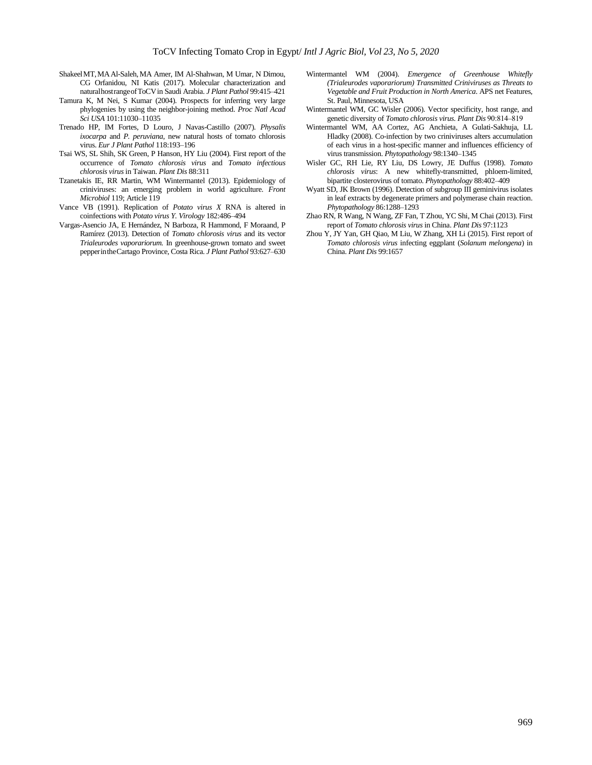Shakeel MT, MA Al-Saleh, MA Amer, IM Al-Shahwan, M Umar, N Dimou, CG Orfanidou, NI Katis (2017). Molecular characterization and natural host range of ToCV in Saudi Arabia. *J Plant Pathol* 99:415–421

Tamura K, M Nei, S Kumar (2004). Prospects for inferring very large phylogenies by using the neighbor-joining method. *Proc Natl Acad Sci USA* 101:11030–11035

Trenado HP, IM Fortes, D Louro, J Navas-Castillo (2007). *Physalis ixocarpa* and *P. peruviana*, new natural hosts of tomato chlorosis virus. *Eur J Plant Pathol* 118:193–196

Tsai WS, SL Shih, SK Green, P Hanson, HY Liu (2004). First report of the occurrence of *Tomato chlorosis virus* and *Tomato infectious chlorosis virus* in Taiwan. *Plant Dis* 88:311

Tzanetakis IE, RR Martin, WM Wintermantel (2013). Epidemiology of criniviruses: an emerging problem in world agriculture. *Front Microbiol* 119; Article 119

Vance VB (1991). Replication of *Potato virus X* RNA is altered in coinfections with *Potato virus Y*. *Virology* 182:486–494

Vargas-Asencio JA, E Hernández, N Barboza, R Hammond, F Moraand, P Ramírez (2013). Detection of *Tomato chlorosis virus* and its vector *Trialeurodes vaporariorum.* In greenhouse-grown tomato and sweet pepper in the Cartago Province, Costa Rica. *J Plant Pathol* 93:627–630

Wintermantel WM (2004). *Emergence of Greenhouse Whitefly (Trialeurodes vaporariorum) Transmitted Criniviruses as Threats to Vegetable and Fruit Production in North America*. APS net Features, St. Paul, Minnesota, USA

Wintermantel WM, GC Wisler (2006). Vector specificity, host range, and genetic diversity of *Tomato chlorosis virus*. *Plant Dis* 90:814–819

Wintermantel WM, AA Cortez, AG Anchieta, A Gulati-Sakhuja, LL Hladky (2008). Co-infection by two criniviruses alters accumulation of each virus in a host-specific manner and influences efficiency of virus transmission. *Phytopathology* 98:1340–1345

Wisler GC, RH Lie, RY Liu, DS Lowry, JE Duffus (1998). *Tomato chlorosis virus*: A new whitefly-transmitted, phloem-limited, bipartite closterovirus of tomato. *Phytopathology* 88:402–409

Wyatt SD, JK Brown (1996). Detection of subgroup III geminivirus isolates in leaf extracts by degenerate primers and polymerase chain reaction. *Phytopathology* 86:1288–1293

Zhao RN, R Wang, N Wang, ZF Fan, T Zhou, YC Shi, M Chai (2013). First report of *Tomato chlorosis virus* in China. *Plant Dis* 97:1123

Zhou Y, JY Yan, GH Qiao, M Liu, W Zhang, XH Li (2015). First report of *Tomato chlorosis virus* infecting eggplant (*Solanum melongena*) in China. *Plant Dis* 99:1657